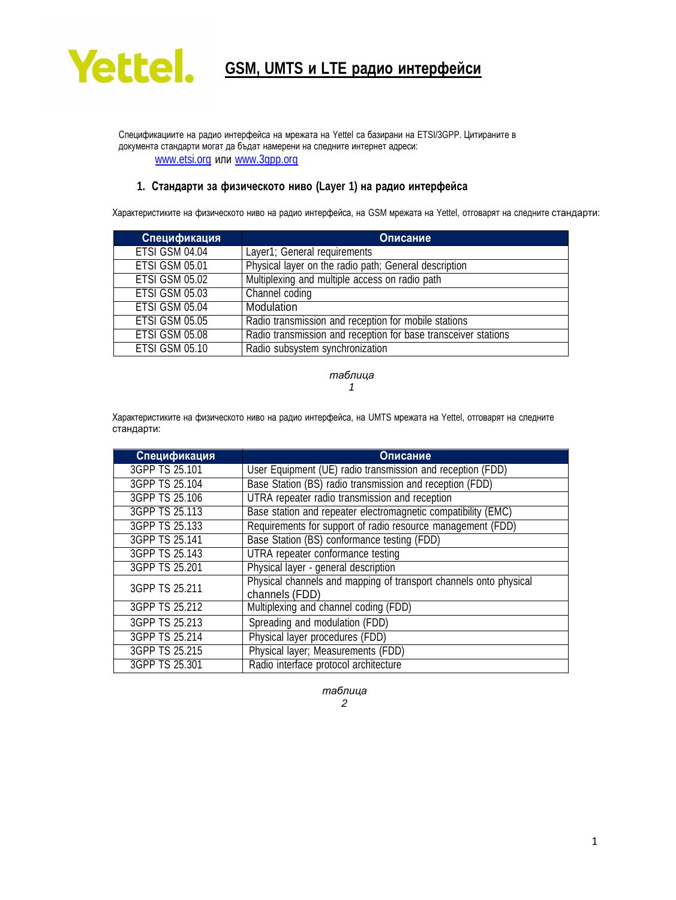# GSM, UMTS и LTE радио интерфейси

Спецификациите на радио интерфейса на мрежата на Yettel са базирани на ETSI/3GPP. Цитираните в документа стандарти могат да бъдат намерени на следните интернет адреси:

www.etsi.org или www.3gpp.org

## 1. Стандарти за физическото ниво (Layer 1) на радио интерфейса

Характеристиките на физическото ниво на радио интерфейса, на GSM мрежата на Yettel, отговарят на следните стандарти:

| Спецификация | Описание |
|---|---|
| ETSI GSM 04.04 | Layer1; General requirements |
| ETSI GSM 05.01 | Physical layer on the radio path; General description |
| ETSI GSM 05.02 | Multiplexing and multiple access on radio path |
| ETSI GSM 05.03 | Channel coding |
| ETSI GSM 05.04 | Modulation |
| ETSI GSM 05.05 | Radio transmission and reception for mobile stations |
| ETSI GSM 05.08 | Radio transmission and reception for base transceiver stations |
| ETSI GSM 05.10 | Radio subsystem synchronization |

*таблица 1*

Характеристиките на физическото ниво на радио интерфейса, на UMTS мрежата на Yettel, отговарят на следните стандарти:

| Спецификация | Описание |
|---|---|
| 3GPP TS 25.101 | User Equipment (UE) radio transmission and reception (FDD) |
| 3GPP TS 25.104 | Base Station (BS) radio transmission and reception (FDD) |
| 3GPP TS 25.106 | UTRA repeater radio transmission and reception |
| 3GPP TS 25.113 | Base station and repeater electromagnetic compatibility (EMC) |
| 3GPP TS 25.133 | Requirements for support of radio resource management (FDD) |
| 3GPP TS 25.141 | Base Station (BS) conformance testing (FDD) |
| 3GPP TS 25.143 | UTRA repeater conformance testing |
| 3GPP TS 25.201 | Physical layer - general description |
| 3GPP TS 25.211 | Physical channels and mapping of transport channels onto physical channels (FDD) |
| 3GPP TS 25.212 | Multiplexing and channel coding (FDD) |
| 3GPP TS 25.213 | Spreading and modulation (FDD) |
| 3GPP TS 25.214 | Physical layer procedures (FDD) |
| 3GPP TS 25.215 | Physical layer; Measurements (FDD) |
| 3GPP TS 25.301 | Radio interface protocol architecture |

*таблица 2*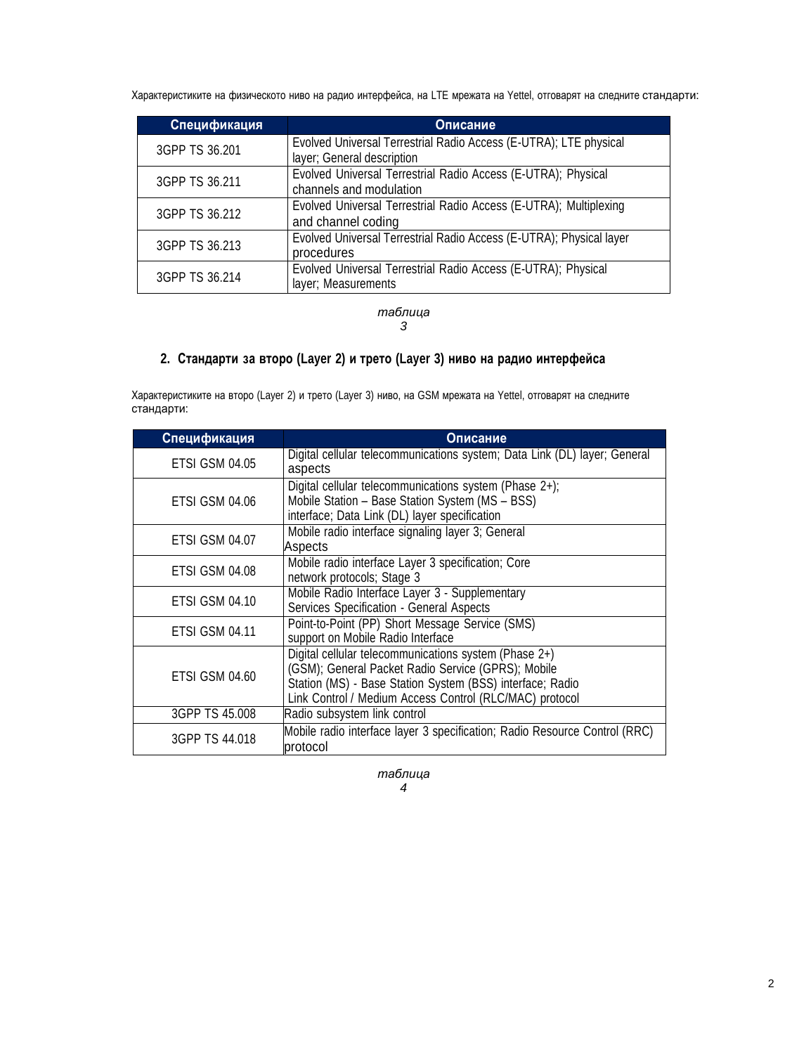Характеристиките на физическото ниво на радио интерфейса, на LTE мрежата на Yettel, отговарят на следните стандарти:

| Спецификация | Описание |
|---|---|
| 3GPP TS 36.201 | Evolved Universal Terrestrial Radio Access (E-UTRA); LTE physical layer; General description |
| 3GPP TS 36.211 | Evolved Universal Terrestrial Radio Access (E-UTRA); Physical channels and modulation |
| 3GPP TS 36.212 | Evolved Universal Terrestrial Radio Access (E-UTRA); Multiplexing and channel coding |
| 3GPP TS 36.213 | Evolved Universal Terrestrial Radio Access (E-UTRA); Physical layer procedures |
| 3GPP TS 36.214 | Evolved Universal Terrestrial Radio Access (E-UTRA); Physical layer; Measurements |

*таблица 3*

## 2. Стандарти за второ (Layer 2) и трето (Layer 3) ниво на радио интерфейса

Характеристиките на второ (Layer 2) и трето (Layer 3) ниво, на GSM мрежата на Yettel, отговарят на следните стандарти:

| Спецификация | Описание |
|---|---|
| ETSI GSM 04.05 | Digital cellular telecommunications system; Data Link (DL) layer; General aspects |
| ETSI GSM 04.06 | Digital cellular telecommunications system (Phase 2+); Mobile Station – Base Station System (MS – BSS) interface; Data Link (DL) layer specification |
| ETSI GSM 04.07 | Mobile radio interface signaling layer 3; General Aspects |
| ETSI GSM 04.08 | Mobile radio interface Layer 3 specification; Core network protocols; Stage 3 |
| ETSI GSM 04.10 | Mobile Radio Interface Layer 3 - Supplementary Services Specification - General Aspects |
| ETSI GSM 04.11 | Point-to-Point (PP) Short Message Service (SMS) support on Mobile Radio Interface |
| ETSI GSM 04.60 | Digital cellular telecommunications system (Phase 2+) (GSM); General Packet Radio Service (GPRS); Mobile Station (MS) - Base Station System (BSS) interface; Radio Link Control / Medium Access Control (RLC/MAC) protocol |
| 3GPP TS 45.008 | Radio subsystem link control |
| 3GPP TS 44.018 | Mobile radio interface layer 3 specification; Radio Resource Control (RRC) protocol |

*таблица 4*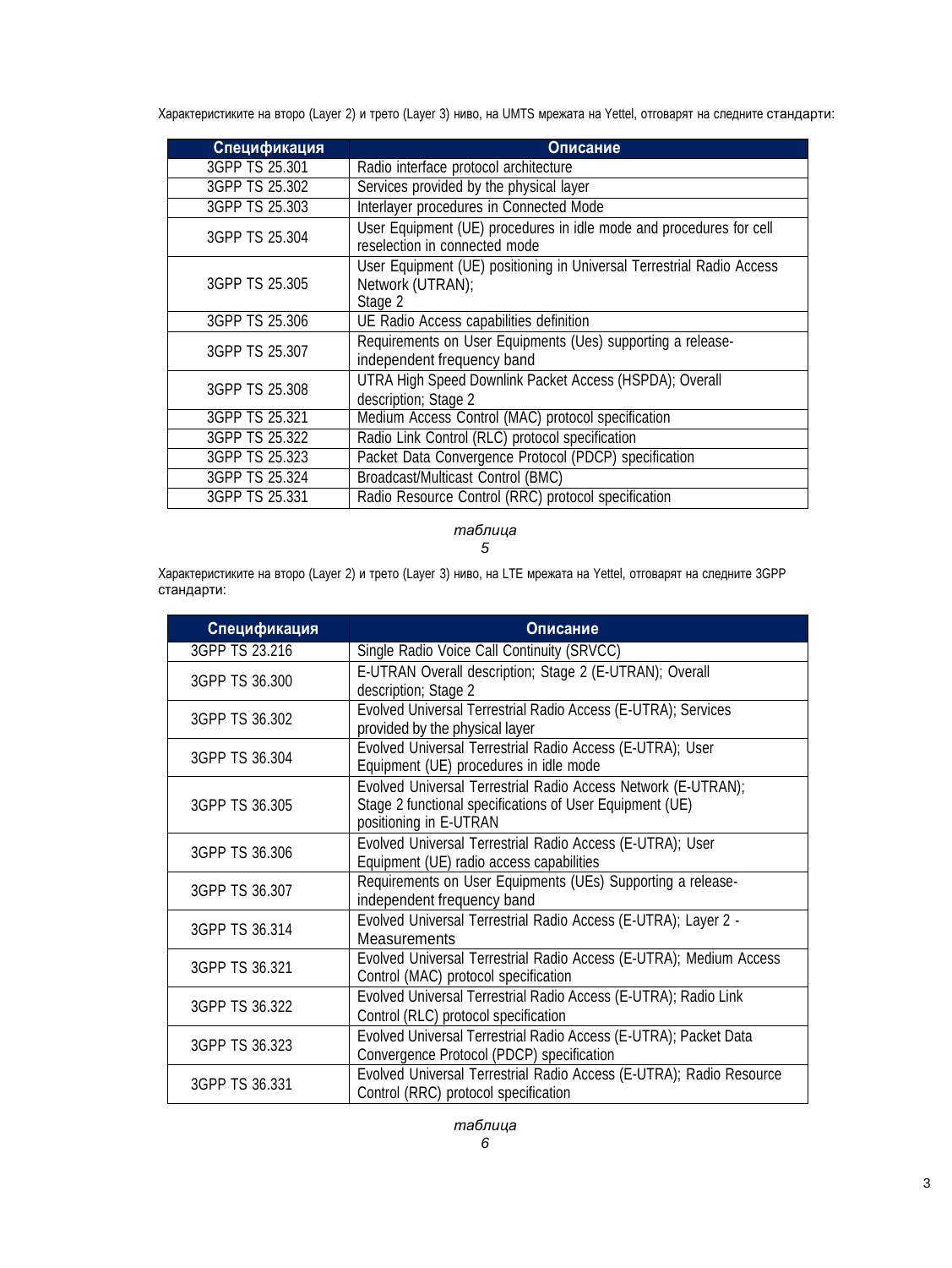Характеристиките на второ (Layer 2) и трето (Layer 3) ниво, на UMTS мрежата на Yettel, отговарят на следните стандарти:

| Спецификация | Описание |
| --- | --- |
| 3GPP TS 25.301 | Radio interface protocol architecture |
| 3GPP TS 25.302 | Services provided by the physical layer |
| 3GPP TS 25.303 | Interlayer procedures in Connected Mode |
| 3GPP TS 25.304 | User Equipment (UE) procedures in idle mode and procedures for cell reselection in connected mode |
| 3GPP TS 25.305 | User Equipment (UE) positioning in Universal Terrestrial Radio Access Network (UTRAN); Stage 2 |
| 3GPP TS 25.306 | UE Radio Access capabilities definition |
| 3GPP TS 25.307 | Requirements on User Equipments (Ues) supporting a release-independent frequency band |
| 3GPP TS 25.308 | UTRA High Speed Downlink Packet Access (HSPDA); Overall description; Stage 2 |
| 3GPP TS 25.321 | Medium Access Control (MAC) protocol specification |
| 3GPP TS 25.322 | Radio Link Control (RLC) protocol specification |
| 3GPP TS 25.323 | Packet Data Convergence Protocol (PDCP) specification |
| 3GPP TS 25.324 | Broadcast/Multicast Control (BMC) |
| 3GPP TS 25.331 | Radio Resource Control (RRC) protocol specification |

*таблица 5*

Характеристиките на второ (Layer 2) и трето (Layer 3) ниво, на LTE мрежата на Yettel, отговарят на следните 3GPP стандарти:

| Спецификация | Описание |
| --- | --- |
| 3GPP TS 23.216 | Single Radio Voice Call Continuity (SRVCC) |
| 3GPP TS 36.300 | E-UTRAN Overall description; Stage 2 (E-UTRAN); Overall description; Stage 2 |
| 3GPP TS 36.302 | Evolved Universal Terrestrial Radio Access (E-UTRA); Services provided by the physical layer |
| 3GPP TS 36.304 | Evolved Universal Terrestrial Radio Access (E-UTRA); User Equipment (UE) procedures in idle mode |
| 3GPP TS 36.305 | Evolved Universal Terrestrial Radio Access Network (E-UTRAN); Stage 2 functional specifications of User Equipment (UE) positioning in E-UTRAN |
| 3GPP TS 36.306 | Evolved Universal Terrestrial Radio Access (E-UTRA); User Equipment (UE) radio access capabilities |
| 3GPP TS 36.307 | Requirements on User Equipments (UEs) Supporting a release-independent frequency band |
| 3GPP TS 36.314 | Evolved Universal Terrestrial Radio Access (E-UTRA); Layer 2 - Measurements |
| 3GPP TS 36.321 | Evolved Universal Terrestrial Radio Access (E-UTRA); Medium Access Control (MAC) protocol specification |
| 3GPP TS 36.322 | Evolved Universal Terrestrial Radio Access (E-UTRA); Radio Link Control (RLC) protocol specification |
| 3GPP TS 36.323 | Evolved Universal Terrestrial Radio Access (E-UTRA); Packet Data Convergence Protocol (PDCP) specification |
| 3GPP TS 36.331 | Evolved Universal Terrestrial Radio Access (E-UTRA); Radio Resource Control (RRC) protocol specification |

*таблица 6*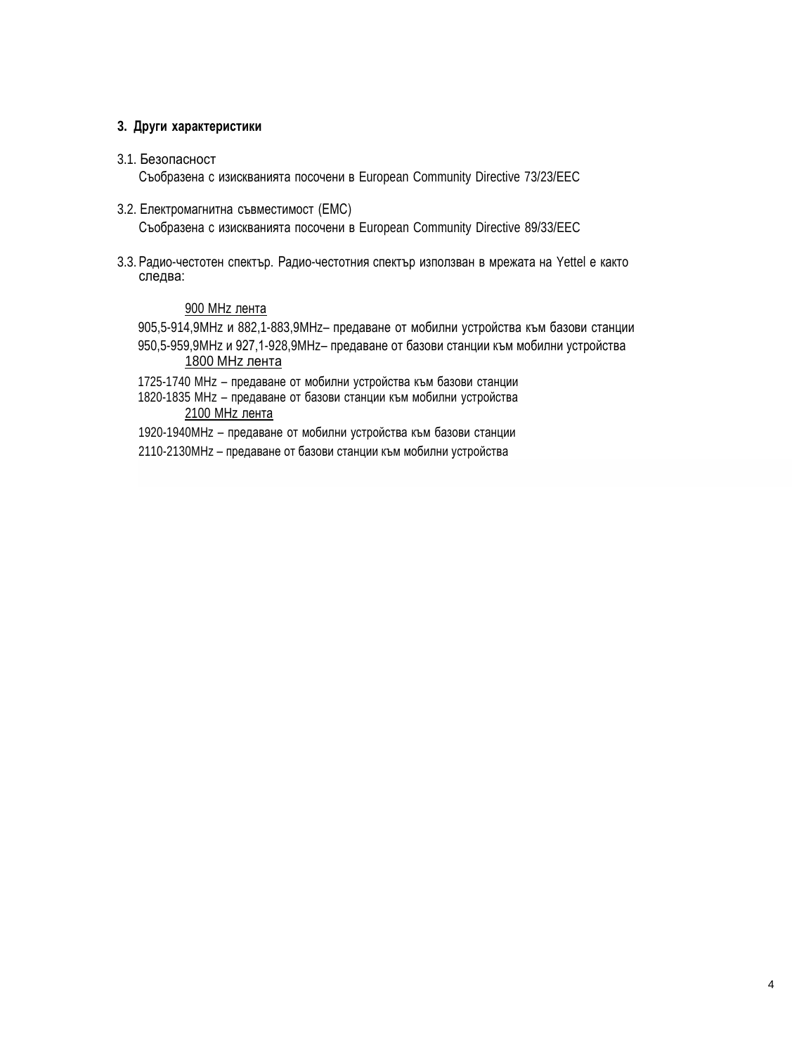## 3. Други характеристики

3.1. Безопасност

Съобразена с изискванията посочени в European Community Directive 73/23/EEC

3.2. Електромагнитна съвместимост (EMC)

Съобразена с изискванията посочени в European Community Directive 89/33/EEC

3.3. Радио-честотен спектър. Радио-честотния спектър използван в мрежата на Yettel е както следва:

900 MHz лента

905,5-914,9MHz и 882,1-883,9MHz– предаване от мобилни устройства към базови станции

950,5-959,9MHz и 927,1-928,9MHz– предаване от базови станции към мобилни устройства

1800 MHz лента

1725-1740 MHz – предаване от мобилни устройства към базови станции

1820-1835 MHz – предаване от базови станции към мобилни устройства

2100 MHz лента

1920-1940MHz – предаване от мобилни устройства към базови станции

2110-2130MHz – предаване от базови станции към мобилни устройства